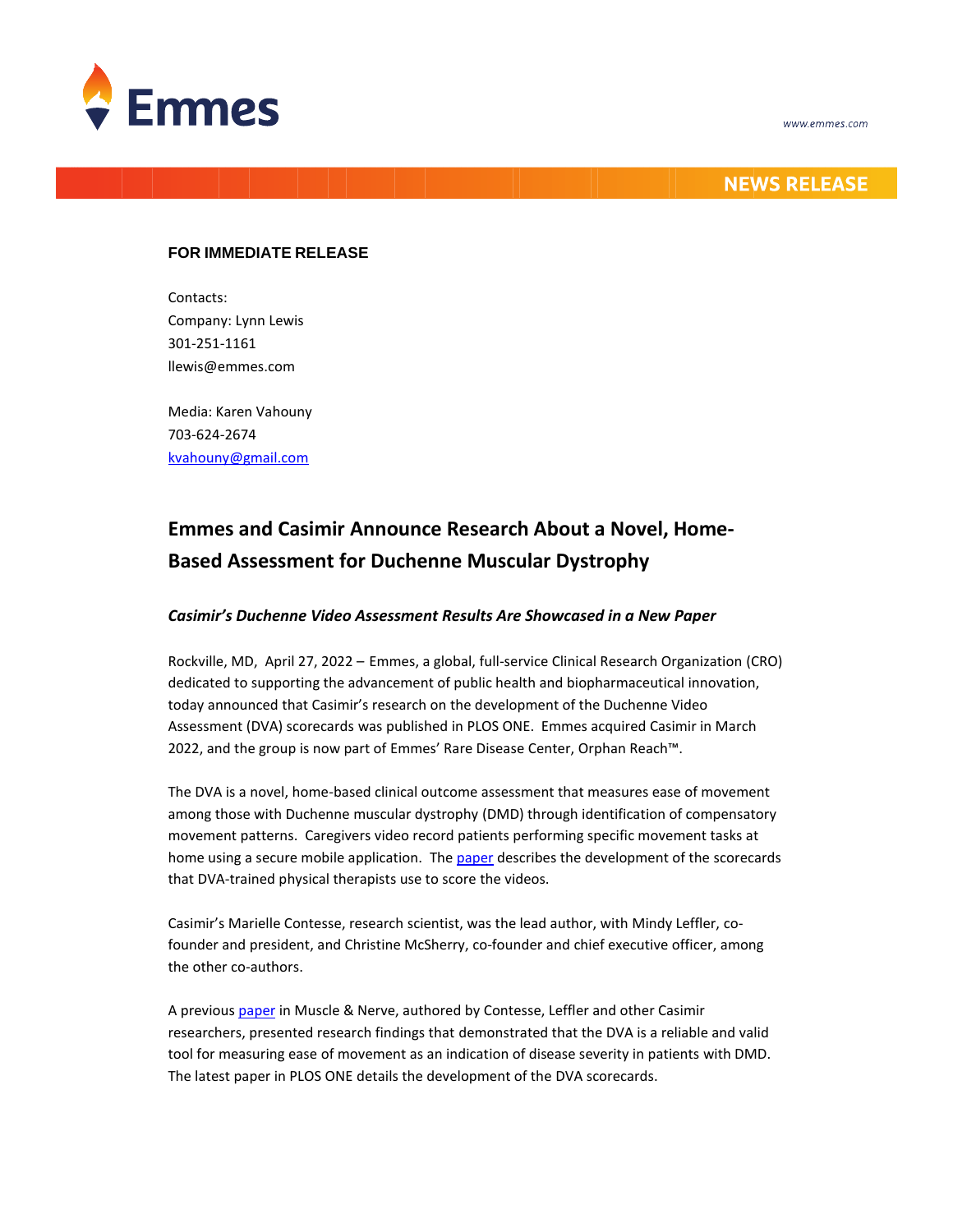Emmes

www.emmes.com

NEWS RELEASE

**FOR IMMEDIATE RELEASE**

Contacts:
Company: Lynn Lewis
301-251-1161
llewis@emmes.com

Media: Karen Vahouny
703-624-2674
kvahouny@gmail.com

## Emmes and Casimir Announce Research About a Novel, Home-Based Assessment for Duchenne Muscular Dystrophy

***Casimir's Duchenne Video Assessment Results Are Showcased in a New Paper***

Rockville, MD, April 27, 2022 – Emmes, a global, full-service Clinical Research Organization (CRO) dedicated to supporting the advancement of public health and biopharmaceutical innovation, today announced that Casimir's research on the development of the Duchenne Video Assessment (DVA) scorecards was published in PLOS ONE. Emmes acquired Casimir in March 2022, and the group is now part of Emmes' Rare Disease Center, Orphan Reach™.

The DVA is a novel, home-based clinical outcome assessment that measures ease of movement among those with Duchenne muscular dystrophy (DMD) through identification of compensatory movement patterns. Caregivers video record patients performing specific movement tasks at home using a secure mobile application. The paper describes the development of the scorecards that DVA-trained physical therapists use to score the videos.

Casimir's Marielle Contesse, research scientist, was the lead author, with Mindy Leffler, co-founder and president, and Christine McSherry, co-founder and chief executive officer, among the other co-authors.

A previous paper in Muscle & Nerve, authored by Contesse, Leffler and other Casimir researchers, presented research findings that demonstrated that the DVA is a reliable and valid tool for measuring ease of movement as an indication of disease severity in patients with DMD. The latest paper in PLOS ONE details the development of the DVA scorecards.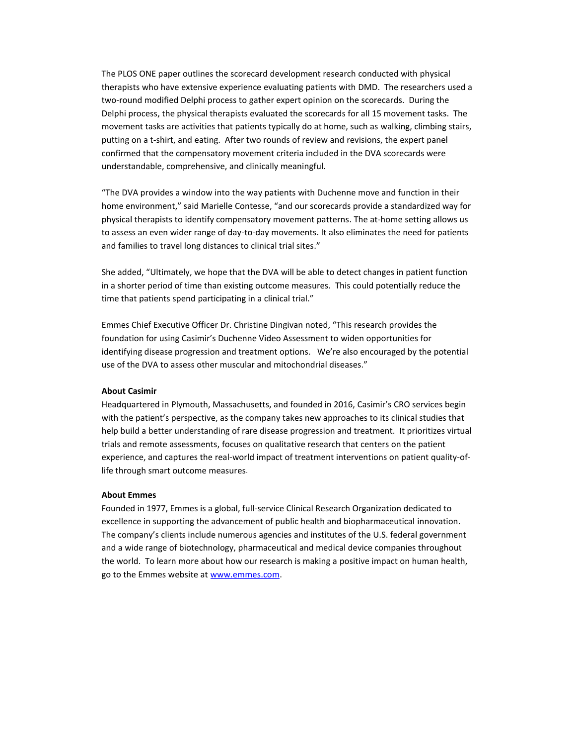The PLOS ONE paper outlines the scorecard development research conducted with physical therapists who have extensive experience evaluating patients with DMD. The researchers used a two-round modified Delphi process to gather expert opinion on the scorecards. During the Delphi process, the physical therapists evaluated the scorecards for all 15 movement tasks. The movement tasks are activities that patients typically do at home, such as walking, climbing stairs, putting on a t-shirt, and eating. After two rounds of review and revisions, the expert panel confirmed that the compensatory movement criteria included in the DVA scorecards were understandable, comprehensive, and clinically meaningful.

"The DVA provides a window into the way patients with Duchenne move and function in their home environment," said Marielle Contesse, "and our scorecards provide a standardized way for physical therapists to identify compensatory movement patterns. The at-home setting allows us to assess an even wider range of day-to-day movements. It also eliminates the need for patients and families to travel long distances to clinical trial sites."

She added, "Ultimately, we hope that the DVA will be able to detect changes in patient function in a shorter period of time than existing outcome measures. This could potentially reduce the time that patients spend participating in a clinical trial."

Emmes Chief Executive Officer Dr. Christine Dingivan noted, "This research provides the foundation for using Casimir's Duchenne Video Assessment to widen opportunities for identifying disease progression and treatment options. We're also encouraged by the potential use of the DVA to assess other muscular and mitochondrial diseases."

**About Casimir**

Headquartered in Plymouth, Massachusetts, and founded in 2016, Casimir's CRO services begin with the patient's perspective, as the company takes new approaches to its clinical studies that help build a better understanding of rare disease progression and treatment. It prioritizes virtual trials and remote assessments, focuses on qualitative research that centers on the patient experience, and captures the real-world impact of treatment interventions on patient quality-of-life through smart outcome measures.

**About Emmes**

Founded in 1977, Emmes is a global, full-service Clinical Research Organization dedicated to excellence in supporting the advancement of public health and biopharmaceutical innovation. The company's clients include numerous agencies and institutes of the U.S. federal government and a wide range of biotechnology, pharmaceutical and medical device companies throughout the world. To learn more about how our research is making a positive impact on human health, go to the Emmes website at [www.emmes.com](http://www.emmes.com).